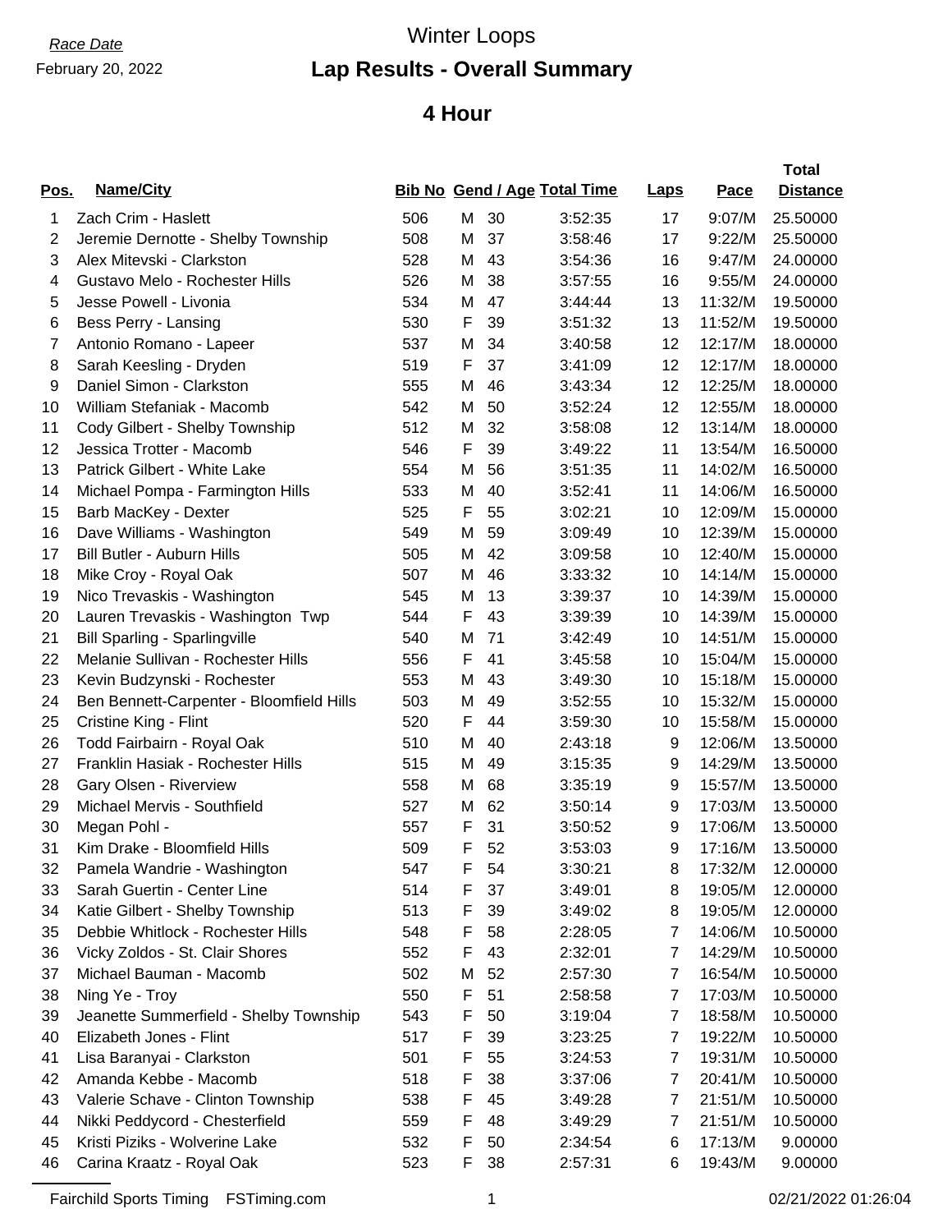*Race Date*

February 20, 2022

# Winter Loops

## Lap Results - Overall Summary

## 4 Hour

| Pos. | Name/City | Bib No | Gend / Age | | Total Time | Laps | Pace | Total Distance |
|---|---|---|---|---|---|---|---|---|
| 1 | Zach Crim - Haslett | 506 | M | 30 | 3:52:35 | 17 | 9:07/M | 25.50000 |
| 2 | Jeremie Dernotte - Shelby Township | 508 | M | 37 | 3:58:46 | 17 | 9:22/M | 25.50000 |
| 3 | Alex Mitevski - Clarkston | 528 | M | 43 | 3:54:36 | 16 | 9:47/M | 24.00000 |
| 4 | Gustavo Melo - Rochester Hills | 526 | M | 38 | 3:57:55 | 16 | 9:55/M | 24.00000 |
| 5 | Jesse Powell - Livonia | 534 | M | 47 | 3:44:44 | 13 | 11:32/M | 19.50000 |
| 6 | Bess Perry - Lansing | 530 | F | 39 | 3:51:32 | 13 | 11:52/M | 19.50000 |
| 7 | Antonio Romano - Lapeer | 537 | M | 34 | 3:40:58 | 12 | 12:17/M | 18.00000 |
| 8 | Sarah Keesling - Dryden | 519 | F | 37 | 3:41:09 | 12 | 12:17/M | 18.00000 |
| 9 | Daniel Simon - Clarkston | 555 | M | 46 | 3:43:34 | 12 | 12:25/M | 18.00000 |
| 10 | William Stefaniak - Macomb | 542 | M | 50 | 3:52:24 | 12 | 12:55/M | 18.00000 |
| 11 | Cody Gilbert - Shelby Township | 512 | M | 32 | 3:58:08 | 12 | 13:14/M | 18.00000 |
| 12 | Jessica Trotter - Macomb | 546 | F | 39 | 3:49:22 | 11 | 13:54/M | 16.50000 |
| 13 | Patrick Gilbert - White Lake | 554 | M | 56 | 3:51:35 | 11 | 14:02/M | 16.50000 |
| 14 | Michael Pompa - Farmington Hills | 533 | M | 40 | 3:52:41 | 11 | 14:06/M | 16.50000 |
| 15 | Barb MacKey - Dexter | 525 | F | 55 | 3:02:21 | 10 | 12:09/M | 15.00000 |
| 16 | Dave Williams - Washington | 549 | M | 59 | 3:09:49 | 10 | 12:39/M | 15.00000 |
| 17 | Bill Butler - Auburn Hills | 505 | M | 42 | 3:09:58 | 10 | 12:40/M | 15.00000 |
| 18 | Mike Croy - Royal Oak | 507 | M | 46 | 3:33:32 | 10 | 14:14/M | 15.00000 |
| 19 | Nico Trevaskis - Washington | 545 | M | 13 | 3:39:37 | 10 | 14:39/M | 15.00000 |
| 20 | Lauren Trevaskis - Washington Twp | 544 | F | 43 | 3:39:39 | 10 | 14:39/M | 15.00000 |
| 21 | Bill Sparling - Sparlingville | 540 | M | 71 | 3:42:49 | 10 | 14:51/M | 15.00000 |
| 22 | Melanie Sullivan - Rochester Hills | 556 | F | 41 | 3:45:58 | 10 | 15:04/M | 15.00000 |
| 23 | Kevin Budzynski - Rochester | 553 | M | 43 | 3:49:30 | 10 | 15:18/M | 15.00000 |
| 24 | Ben Bennett-Carpenter - Bloomfield Hills | 503 | M | 49 | 3:52:55 | 10 | 15:32/M | 15.00000 |
| 25 | Cristine King - Flint | 520 | F | 44 | 3:59:30 | 10 | 15:58/M | 15.00000 |
| 26 | Todd Fairbairn - Royal Oak | 510 | M | 40 | 2:43:18 | 9 | 12:06/M | 13.50000 |
| 27 | Franklin Hasiak - Rochester Hills | 515 | M | 49 | 3:15:35 | 9 | 14:29/M | 13.50000 |
| 28 | Gary Olsen - Riverview | 558 | M | 68 | 3:35:19 | 9 | 15:57/M | 13.50000 |
| 29 | Michael Mervis - Southfield | 527 | M | 62 | 3:50:14 | 9 | 17:03/M | 13.50000 |
| 30 | Megan Pohl - | 557 | F | 31 | 3:50:52 | 9 | 17:06/M | 13.50000 |
| 31 | Kim Drake - Bloomfield Hills | 509 | F | 52 | 3:53:03 | 9 | 17:16/M | 13.50000 |
| 32 | Pamela Wandrie - Washington | 547 | F | 54 | 3:30:21 | 8 | 17:32/M | 12.00000 |
| 33 | Sarah Guertin - Center Line | 514 | F | 37 | 3:49:01 | 8 | 19:05/M | 12.00000 |
| 34 | Katie Gilbert - Shelby Township | 513 | F | 39 | 3:49:02 | 8 | 19:05/M | 12.00000 |
| 35 | Debbie Whitlock - Rochester Hills | 548 | F | 58 | 2:28:05 | 7 | 14:06/M | 10.50000 |
| 36 | Vicky Zoldos - St. Clair Shores | 552 | F | 43 | 2:32:01 | 7 | 14:29/M | 10.50000 |
| 37 | Michael Bauman - Macomb | 502 | M | 52 | 2:57:30 | 7 | 16:54/M | 10.50000 |
| 38 | Ning Ye - Troy | 550 | F | 51 | 2:58:58 | 7 | 17:03/M | 10.50000 |
| 39 | Jeanette Summerfield - Shelby Township | 543 | F | 50 | 3:19:04 | 7 | 18:58/M | 10.50000 |
| 40 | Elizabeth Jones - Flint | 517 | F | 39 | 3:23:25 | 7 | 19:22/M | 10.50000 |
| 41 | Lisa Baranyai - Clarkston | 501 | F | 55 | 3:24:53 | 7 | 19:31/M | 10.50000 |
| 42 | Amanda Kebbe - Macomb | 518 | F | 38 | 3:37:06 | 7 | 20:41/M | 10.50000 |
| 43 | Valerie Schave - Clinton Township | 538 | F | 45 | 3:49:28 | 7 | 21:51/M | 10.50000 |
| 44 | Nikki Peddycord - Chesterfield | 559 | F | 48 | 3:49:29 | 7 | 21:51/M | 10.50000 |
| 45 | Kristi Piziks - Wolverine Lake | 532 | F | 50 | 2:34:54 | 6 | 17:13/M | 9.00000 |
| 46 | Carina Kraatz - Royal Oak | 523 | F | 38 | 2:57:31 | 6 | 19:43/M | 9.00000 |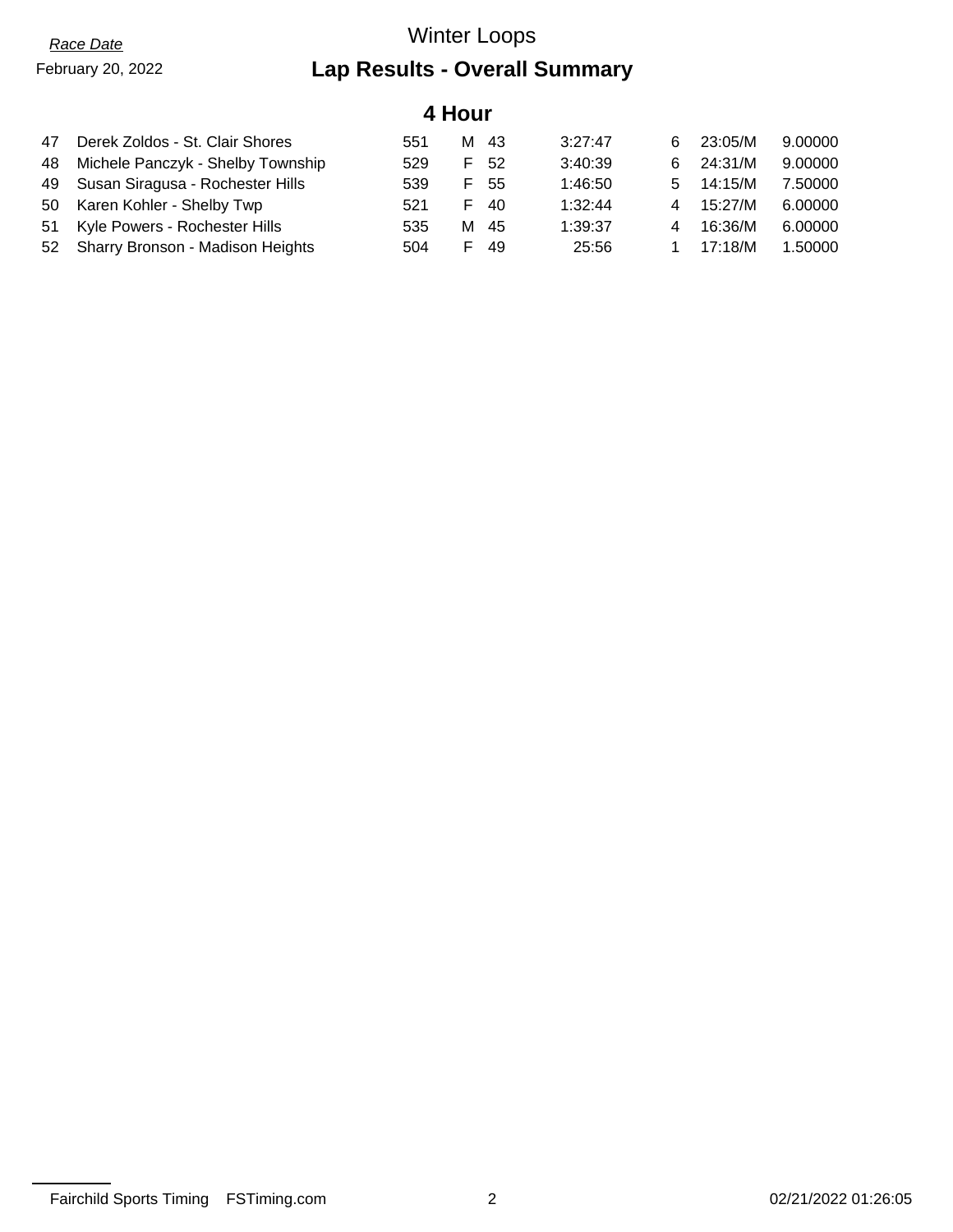Race Date

February 20, 2022

# Winter Loops

## Lap Results - Overall Summary

### 4 Hour

| | | | | | | | | |
|---|---|---|---|---|---|---|---|---|
| 47 | Derek Zoldos - St. Clair Shores | 551 | M | 43 | 3:27:47 | 6 | 23:05/M | 9.00000 |
| 48 | Michele Panczyk - Shelby Township | 529 | F | 52 | 3:40:39 | 6 | 24:31/M | 9.00000 |
| 49 | Susan Siragusa - Rochester Hills | 539 | F | 55 | 1:46:50 | 5 | 14:15/M | 7.50000 |
| 50 | Karen Kohler - Shelby Twp | 521 | F | 40 | 1:32:44 | 4 | 15:27/M | 6.00000 |
| 51 | Kyle Powers - Rochester Hills | 535 | M | 45 | 1:39:37 | 4 | 16:36/M | 6.00000 |
| 52 | Sharry Bronson - Madison Heights | 504 | F | 49 | 25:56 | 1 | 17:18/M | 1.50000 |

Fairchild Sports Timing FSTiming.com 02/21/2022 01:26:05